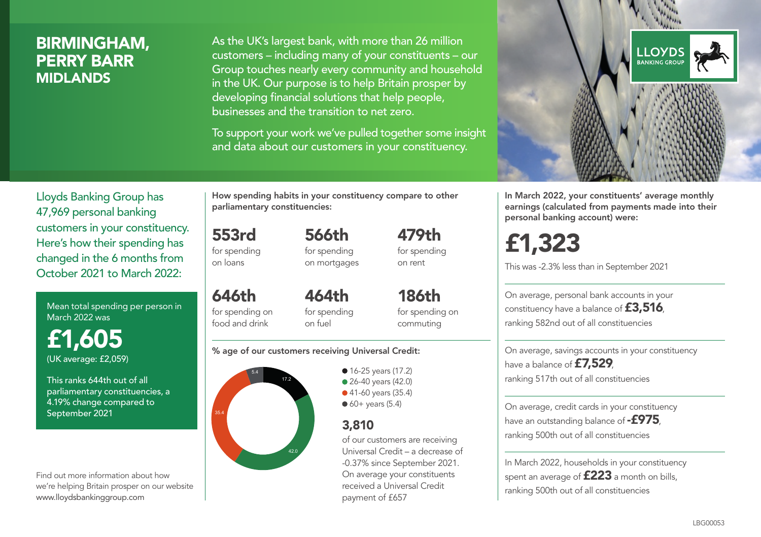# BIRMINGHAM, PERRY BARR
## MIDLANDS

As the UK's largest bank, with more than 26 million customers – including many of your constituents – our Group touches nearly every community and household in the UK. Our purpose is to help Britain prosper by developing financial solutions that help people, businesses and the transition to net zero.

To support your work we've pulled together some insight and data about our customers in your constituency.

Lloyds Banking Group has 47,969 personal banking customers in your constituency. Here's how their spending has changed in the 6 months from October 2021 to March 2022:

Mean total spending per person in March 2022 was

**£1,605**
(UK average: £2,059)

This ranks 644th out of all parliamentary constituencies, a 4.19% change compared to September 2021

Find out more information about how we're helping Britain prosper on our website www.lloydsbankinggroup.com

**How spending habits in your constituency compare to other parliamentary constituencies:**

**553rd** for spending on loans

**566th** for spending on mortgages

**479th** for spending on rent

**646th** for spending on food and drink

**464th** for spending on fuel

**186th** for spending on commuting

**% age of our customers receiving Universal Credit:**

- 16-25 years (17.2)
- 26-40 years (42.0)
- 41-60 years (35.4)
- 60+ years (5.4)

**3,810**
of our customers are receiving Universal Credit – a decrease of -0.37% since September 2021. On average your constituents received a Universal Credit payment of £657

**In March 2022, your constituents' average monthly earnings (calculated from payments made into their personal banking account) were:**

**£1,323**

This was -2.3% less than in September 2021

On average, personal bank accounts in your constituency have a balance of **£3,516**, ranking 582nd out of all constituencies

On average, savings accounts in your constituency have a balance of **£7,529**, ranking 517th out of all constituencies

On average, credit cards in your constituency have an outstanding balance of **-£975**, ranking 500th out of all constituencies

In March 2022, households in your constituency spent an average of **£223** a month on bills, ranking 500th out of all constituencies

LBG00053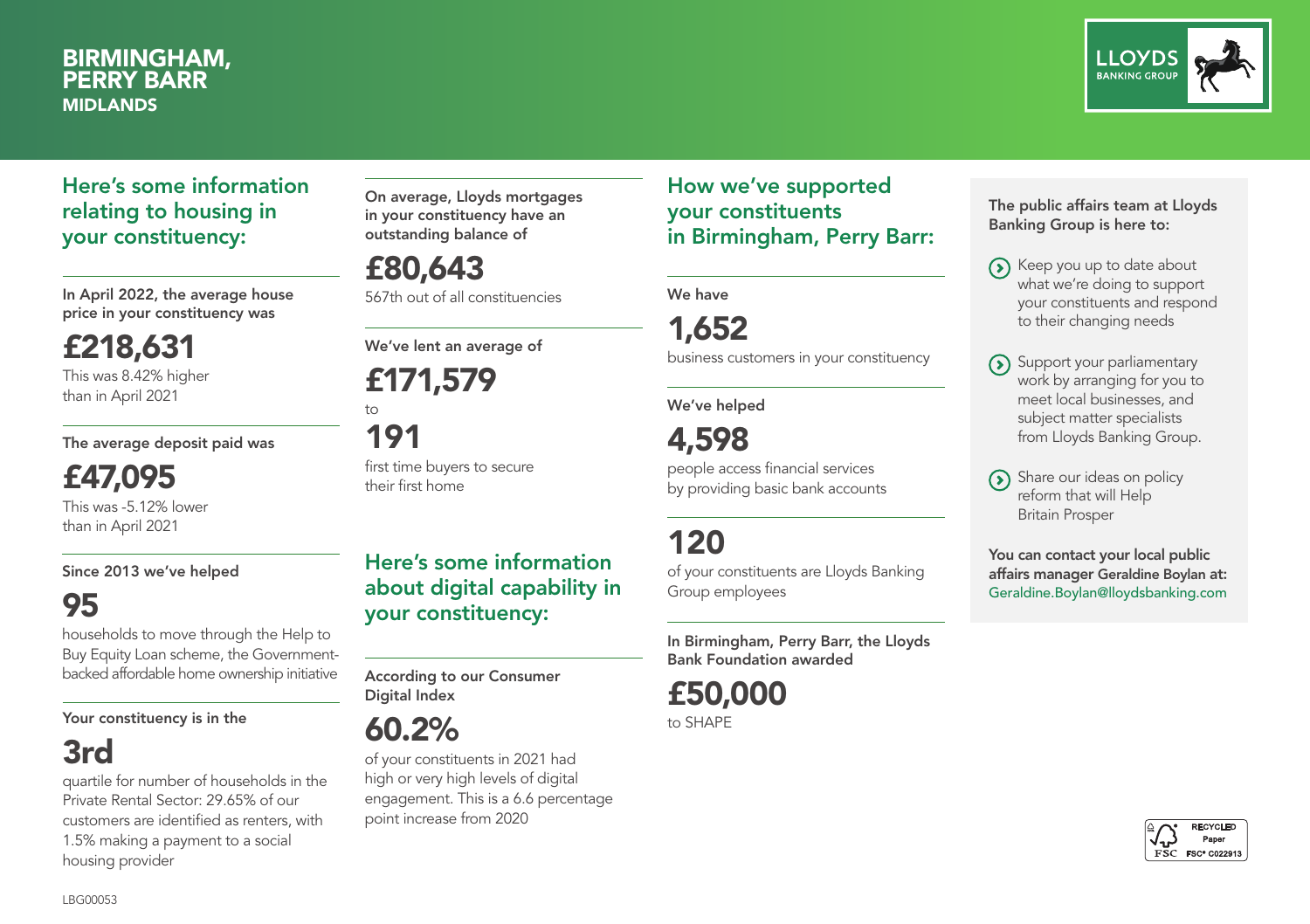# BIRMINGHAM, PERRY BARR
## MIDLANDS

LLOYDS BANKING GROUP

## Here's some information relating to housing in your constituency:

**In April 2022, the average house price in your constituency was**

**£218,631**

This was 8.42% higher than in April 2021

**The average deposit paid was**

**£47,095**

This was -5.12% lower than in April 2021

**Since 2013 we've helped**

**95**

households to move through the Help to Buy Equity Loan scheme, the Government-backed affordable home ownership initiative

**Your constituency is in the**

**3rd**

quartile for number of households in the Private Rental Sector: 29.65% of our customers are identified as renters, with 1.5% making a payment to a social housing provider

**On average, Lloyds mortgages in your constituency have an outstanding balance of**

**£80,643**

567th out of all constituencies

**We've lent an average of**

**£171,579**

to

**191**

first time buyers to secure their first home

## Here's some information about digital capability in your constituency:

**According to our Consumer Digital Index**

**60.2%**

of your constituents in 2021 had high or very high levels of digital engagement. This is a 6.6 percentage point increase from 2020

## How we've supported your constituents in Birmingham, Perry Barr:

**We have**

**1,652**

business customers in your constituency

**We've helped**

**4,598**

people access financial services by providing basic bank accounts

**120**

of your constituents are Lloyds Banking Group employees

**In Birmingham, Perry Barr, the Lloyds Bank Foundation awarded**

**£50,000**

to SHAPE

**The public affairs team at Lloyds Banking Group is here to:**

- Keep you up to date about what we're doing to support your constituents and respond to their changing needs
- Support your parliamentary work by arranging for you to meet local businesses, and subject matter specialists from Lloyds Banking Group.
- Share our ideas on policy reform that will Help Britain Prosper

**You can contact your local public affairs manager Geraldine Boylan at:**
Geraldine.Boylan@lloydsbanking.com

RECYCLED Paper FSC® C022913

LBG00053